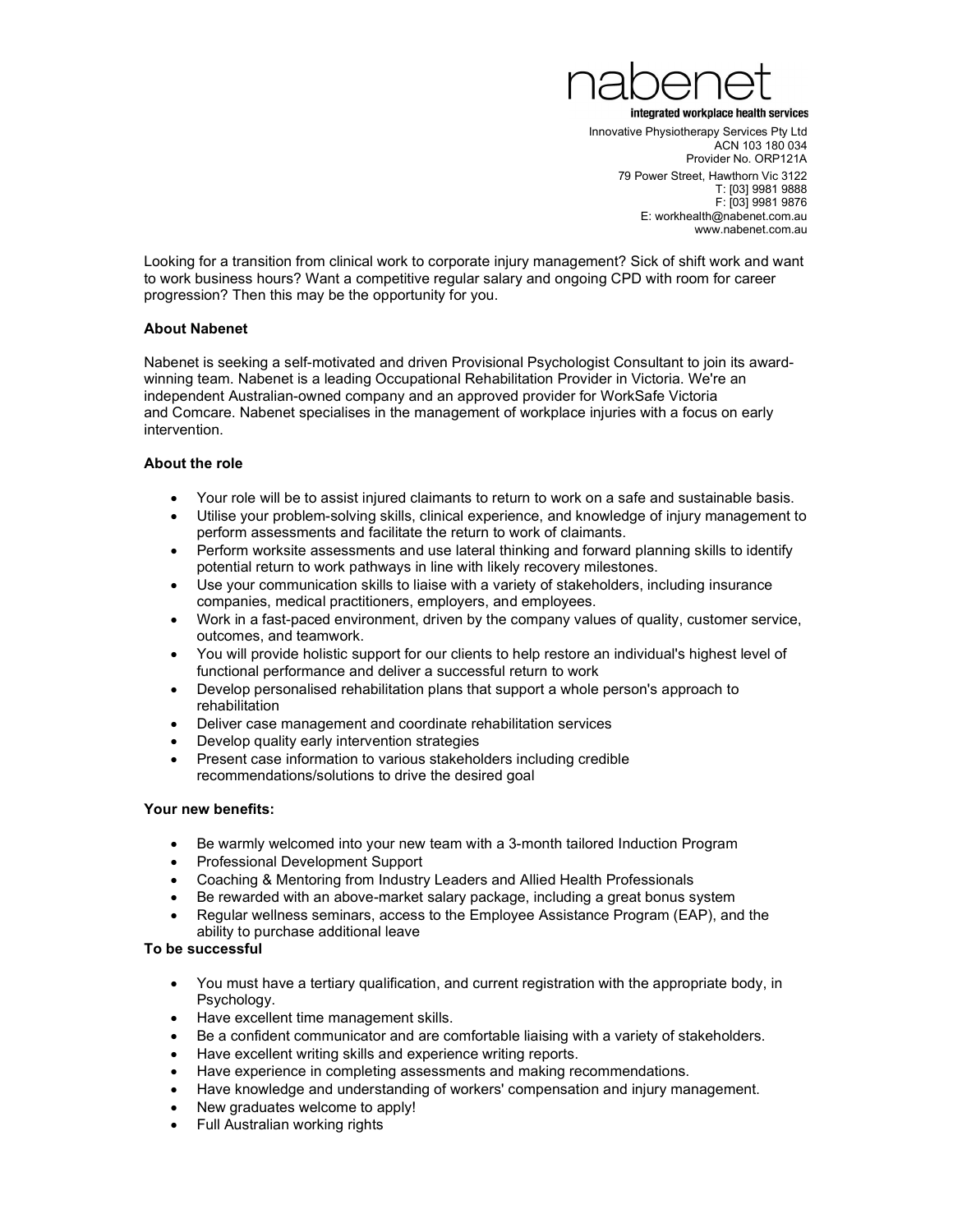nabenet

**integrated workplace health services**

Innovative Physiotherapy Services Pty Ltd
ACN 103 180 034
Provider No. ORP121A

79 Power Street, Hawthorn Vic 3122
T: [03] 9981 9888
F: [03] 9981 9876
E: workhealth@nabenet.com.au
www.nabenet.com.au

Looking for a transition from clinical work to corporate injury management? Sick of shift work and want to work business hours? Want a competitive regular salary and ongoing CPD with room for career progression? Then this may be the opportunity for you.

**About Nabenet**

Nabenet is seeking a self-motivated and driven Provisional Psychologist Consultant to join its award-winning team. Nabenet is a leading Occupational Rehabilitation Provider in Victoria. We're an independent Australian-owned company and an approved provider for WorkSafe Victoria and Comcare. Nabenet specialises in the management of workplace injuries with a focus on early intervention.

**About the role**

- Your role will be to assist injured claimants to return to work on a safe and sustainable basis.
- Utilise your problem-solving skills, clinical experience, and knowledge of injury management to perform assessments and facilitate the return to work of claimants.
- Perform worksite assessments and use lateral thinking and forward planning skills to identify potential return to work pathways in line with likely recovery milestones.
- Use your communication skills to liaise with a variety of stakeholders, including insurance companies, medical practitioners, employers, and employees.
- Work in a fast-paced environment, driven by the company values of quality, customer service, outcomes, and teamwork.
- You will provide holistic support for our clients to help restore an individual's highest level of functional performance and deliver a successful return to work
- Develop personalised rehabilitation plans that support a whole person's approach to rehabilitation
- Deliver case management and coordinate rehabilitation services
- Develop quality early intervention strategies
- Present case information to various stakeholders including credible recommendations/solutions to drive the desired goal

**Your new benefits:**

- Be warmly welcomed into your new team with a 3-month tailored Induction Program
- Professional Development Support
- Coaching & Mentoring from Industry Leaders and Allied Health Professionals
- Be rewarded with an above-market salary package, including a great bonus system
- Regular wellness seminars, access to the Employee Assistance Program (EAP), and the ability to purchase additional leave

**To be successful**

- You must have a tertiary qualification, and current registration with the appropriate body, in Psychology.
- Have excellent time management skills.
- Be a confident communicator and are comfortable liaising with a variety of stakeholders.
- Have excellent writing skills and experience writing reports.
- Have experience in completing assessments and making recommendations.
- Have knowledge and understanding of workers' compensation and injury management.
- New graduates welcome to apply!
- Full Australian working rights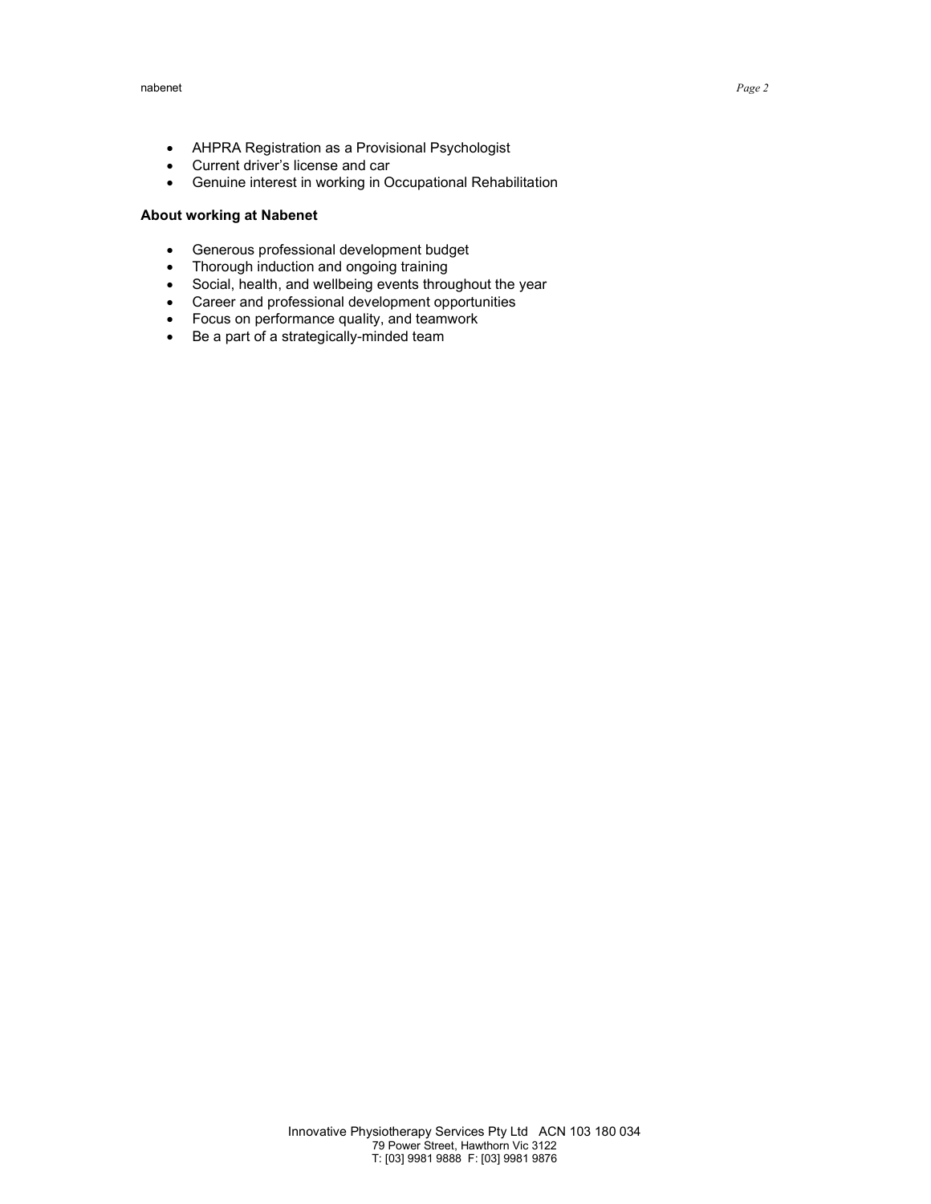- AHPRA Registration as a Provisional Psychologist
- Current driver's license and car
- Genuine interest in working in Occupational Rehabilitation

**About working at Nabenet**

- Generous professional development budget
- Thorough induction and ongoing training
- Social, health, and wellbeing events throughout the year
- Career and professional development opportunities
- Focus on performance quality, and teamwork
- Be a part of a strategically-minded team